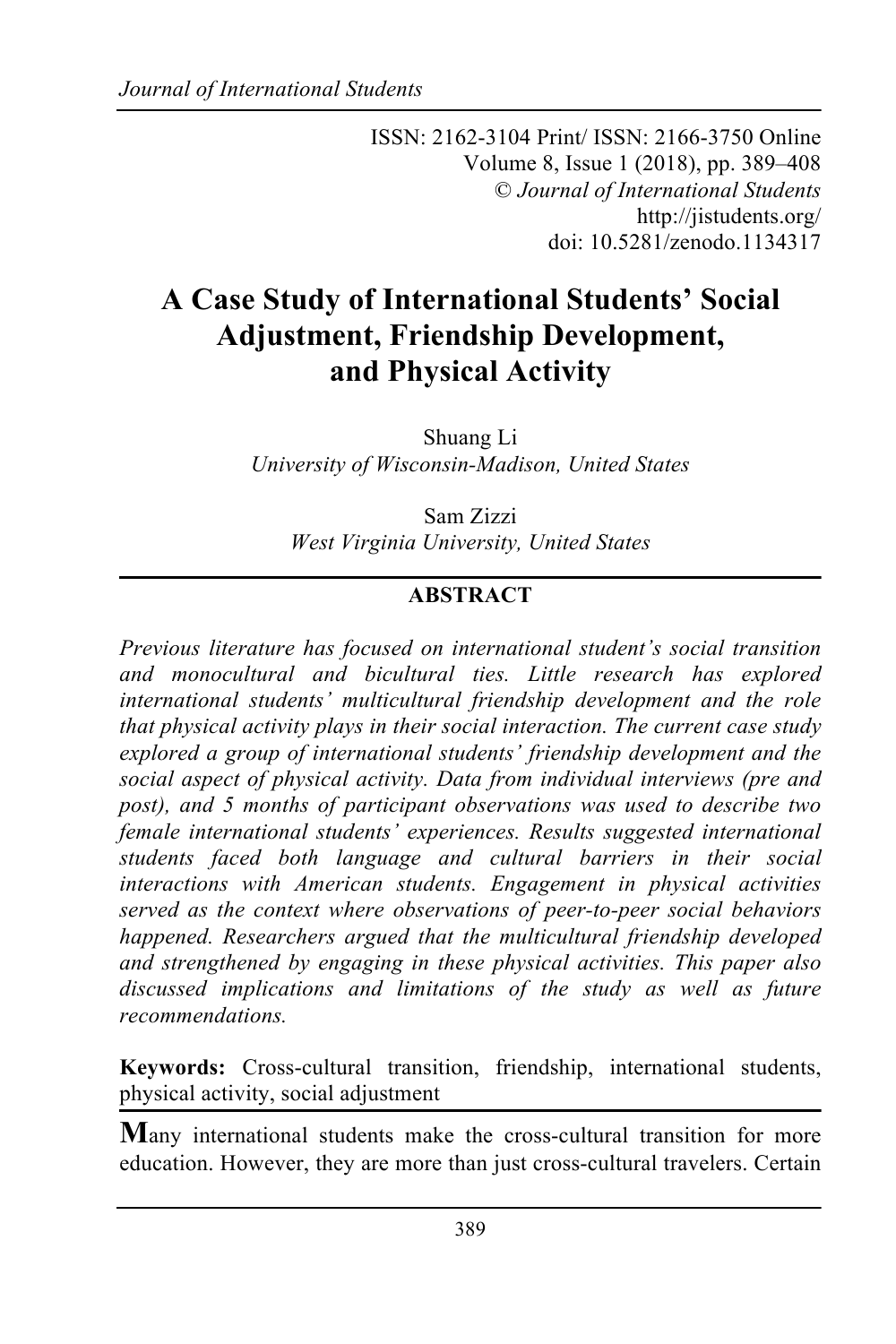ISSN: 2162-3104 Print/ ISSN: 2166-3750 Online
Volume 8, Issue 1 (2018), pp. 389–408
© *Journal of International Students*
http://jistudents.org/
doi: 10.5281/zenodo.1134317

# A Case Study of International Students' Social Adjustment, Friendship Development, and Physical Activity

Shuang Li
*University of Wisconsin-Madison, United States*

Sam Zizzi
*West Virginia University, United States*

## ABSTRACT

*Previous literature has focused on international student's social transition and monocultural and bicultural ties. Little research has explored international students' multicultural friendship development and the role that physical activity plays in their social interaction. The current case study explored a group of international students' friendship development and the social aspect of physical activity. Data from individual interviews (pre and post), and 5 months of participant observations was used to describe two female international students' experiences. Results suggested international students faced both language and cultural barriers in their social interactions with American students. Engagement in physical activities served as the context where observations of peer-to-peer social behaviors happened. Researchers argued that the multicultural friendship developed and strengthened by engaging in these physical activities. This paper also discussed implications and limitations of the study as well as future recommendations.*

**Keywords:** Cross-cultural transition, friendship, international students, physical activity, social adjustment

**M**any international students make the cross-cultural transition for more education. However, they are more than just cross-cultural travelers. Certain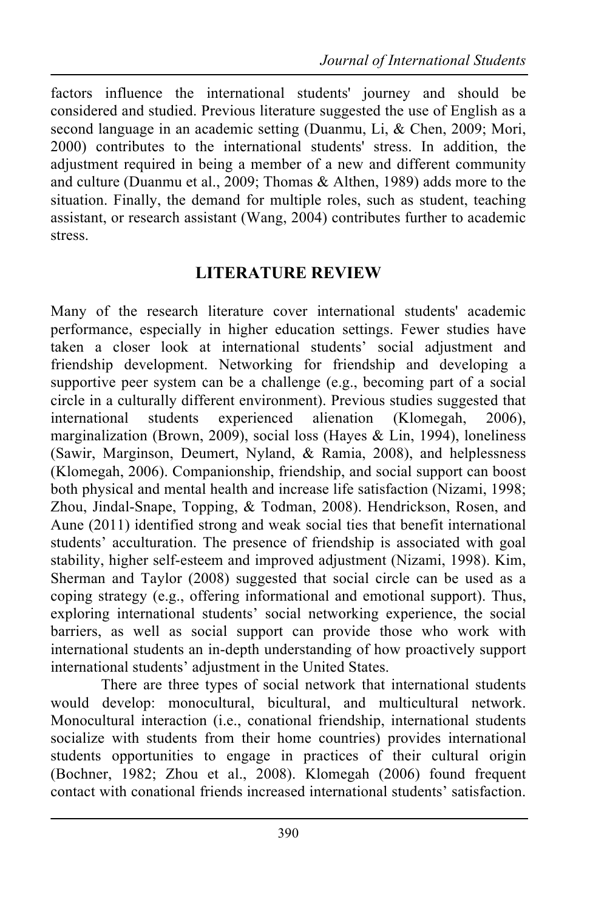factors influence the international students' journey and should be considered and studied. Previous literature suggested the use of English as a second language in an academic setting (Duanmu, Li, & Chen, 2009; Mori, 2000) contributes to the international students' stress. In addition, the adjustment required in being a member of a new and different community and culture (Duanmu et al., 2009; Thomas & Althen, 1989) adds more to the situation. Finally, the demand for multiple roles, such as student, teaching assistant, or research assistant (Wang, 2004) contributes further to academic stress.

## LITERATURE REVIEW

Many of the research literature cover international students' academic performance, especially in higher education settings. Fewer studies have taken a closer look at international students' social adjustment and friendship development. Networking for friendship and developing a supportive peer system can be a challenge (e.g., becoming part of a social circle in a culturally different environment). Previous studies suggested that international students experienced alienation (Klomegah, 2006), marginalization (Brown, 2009), social loss (Hayes & Lin, 1994), loneliness (Sawir, Marginson, Deumert, Nyland, & Ramia, 2008), and helplessness (Klomegah, 2006). Companionship, friendship, and social support can boost both physical and mental health and increase life satisfaction (Nizami, 1998; Zhou, Jindal-Snape, Topping, & Todman, 2008). Hendrickson, Rosen, and Aune (2011) identified strong and weak social ties that benefit international students' acculturation. The presence of friendship is associated with goal stability, higher self-esteem and improved adjustment (Nizami, 1998). Kim, Sherman and Taylor (2008) suggested that social circle can be used as a coping strategy (e.g., offering informational and emotional support). Thus, exploring international students' social networking experience, the social barriers, as well as social support can provide those who work with international students an in-depth understanding of how proactively support international students' adjustment in the United States.

There are three types of social network that international students would develop: monocultural, bicultural, and multicultural network. Monocultural interaction (i.e., conational friendship, international students socialize with students from their home countries) provides international students opportunities to engage in practices of their cultural origin (Bochner, 1982; Zhou et al., 2008). Klomegah (2006) found frequent contact with conational friends increased international students' satisfaction.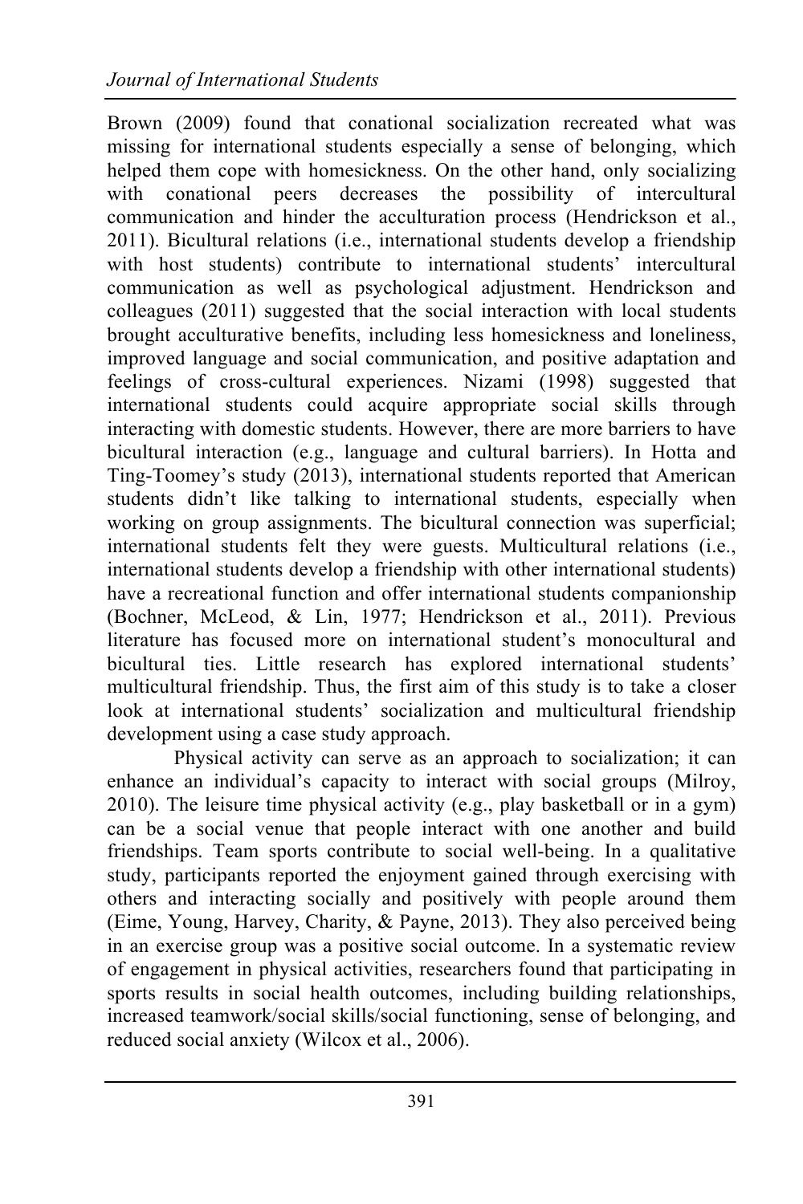Brown (2009) found that conational socialization recreated what was missing for international students especially a sense of belonging, which helped them cope with homesickness. On the other hand, only socializing with conational peers decreases the possibility of intercultural communication and hinder the acculturation process (Hendrickson et al., 2011). Bicultural relations (i.e., international students develop a friendship with host students) contribute to international students' intercultural communication as well as psychological adjustment. Hendrickson and colleagues (2011) suggested that the social interaction with local students brought acculturative benefits, including less homesickness and loneliness, improved language and social communication, and positive adaptation and feelings of cross-cultural experiences. Nizami (1998) suggested that international students could acquire appropriate social skills through interacting with domestic students. However, there are more barriers to have bicultural interaction (e.g., language and cultural barriers). In Hotta and Ting-Toomey's study (2013), international students reported that American students didn't like talking to international students, especially when working on group assignments. The bicultural connection was superficial; international students felt they were guests. Multicultural relations (i.e., international students develop a friendship with other international students) have a recreational function and offer international students companionship (Bochner, McLeod, & Lin, 1977; Hendrickson et al., 2011). Previous literature has focused more on international student's monocultural and bicultural ties. Little research has explored international students' multicultural friendship. Thus, the first aim of this study is to take a closer look at international students' socialization and multicultural friendship development using a case study approach.

Physical activity can serve as an approach to socialization; it can enhance an individual's capacity to interact with social groups (Milroy, 2010). The leisure time physical activity (e.g., play basketball or in a gym) can be a social venue that people interact with one another and build friendships. Team sports contribute to social well-being. In a qualitative study, participants reported the enjoyment gained through exercising with others and interacting socially and positively with people around them (Eime, Young, Harvey, Charity, & Payne, 2013). They also perceived being in an exercise group was a positive social outcome. In a systematic review of engagement in physical activities, researchers found that participating in sports results in social health outcomes, including building relationships, increased teamwork/social skills/social functioning, sense of belonging, and reduced social anxiety (Wilcox et al., 2006).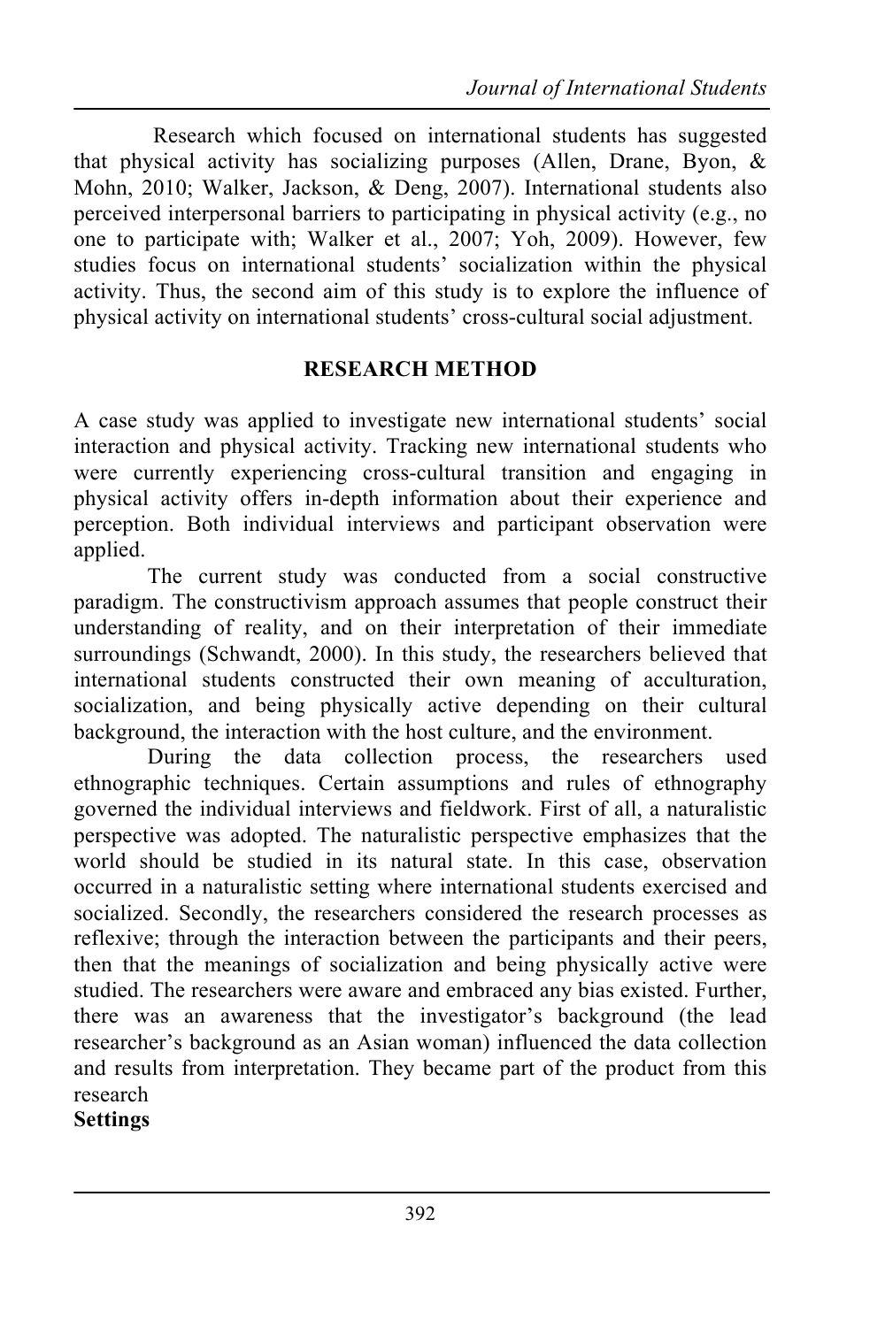Research which focused on international students has suggested that physical activity has socializing purposes (Allen, Drane, Byon, & Mohn, 2010; Walker, Jackson, & Deng, 2007). International students also perceived interpersonal barriers to participating in physical activity (e.g., no one to participate with; Walker et al., 2007; Yoh, 2009). However, few studies focus on international students' socialization within the physical activity. Thus, the second aim of this study is to explore the influence of physical activity on international students' cross-cultural social adjustment.

## RESEARCH METHOD

A case study was applied to investigate new international students' social interaction and physical activity. Tracking new international students who were currently experiencing cross-cultural transition and engaging in physical activity offers in-depth information about their experience and perception. Both individual interviews and participant observation were applied.

The current study was conducted from a social constructive paradigm. The constructivism approach assumes that people construct their understanding of reality, and on their interpretation of their immediate surroundings (Schwandt, 2000). In this study, the researchers believed that international students constructed their own meaning of acculturation, socialization, and being physically active depending on their cultural background, the interaction with the host culture, and the environment.

During the data collection process, the researchers used ethnographic techniques. Certain assumptions and rules of ethnography governed the individual interviews and fieldwork. First of all, a naturalistic perspective was adopted. The naturalistic perspective emphasizes that the world should be studied in its natural state. In this case, observation occurred in a naturalistic setting where international students exercised and socialized. Secondly, the researchers considered the research processes as reflexive; through the interaction between the participants and their peers, then that the meanings of socialization and being physically active were studied. The researchers were aware and embraced any bias existed. Further, there was an awareness that the investigator's background (the lead researcher's background as an Asian woman) influenced the data collection and results from interpretation. They became part of the product from this research

### Settings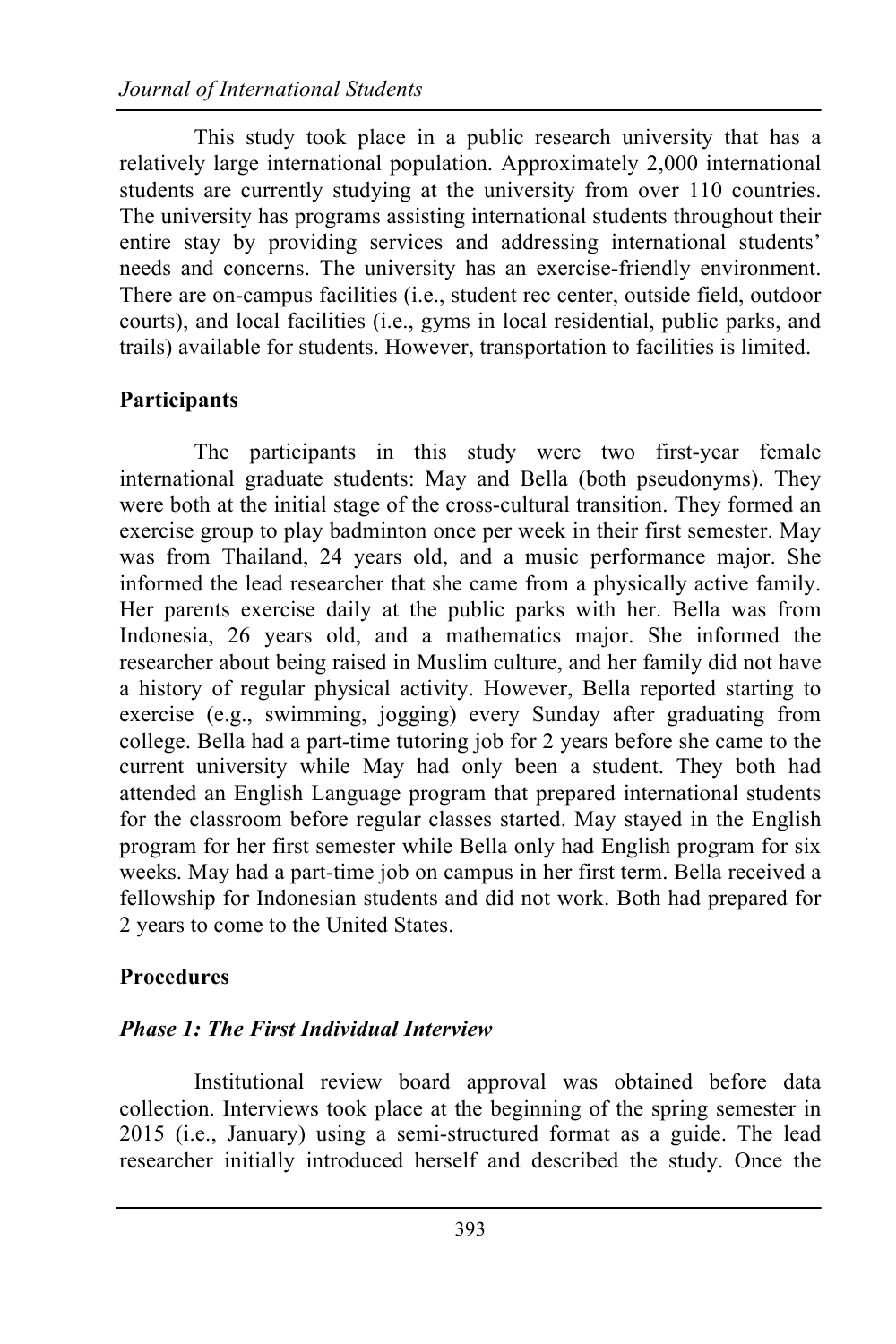This study took place in a public research university that has a relatively large international population. Approximately 2,000 international students are currently studying at the university from over 110 countries. The university has programs assisting international students throughout their entire stay by providing services and addressing international students' needs and concerns. The university has an exercise-friendly environment. There are on-campus facilities (i.e., student rec center, outside field, outdoor courts), and local facilities (i.e., gyms in local residential, public parks, and trails) available for students. However, transportation to facilities is limited.

## Participants

The participants in this study were two first-year female international graduate students: May and Bella (both pseudonyms). They were both at the initial stage of the cross-cultural transition. They formed an exercise group to play badminton once per week in their first semester. May was from Thailand, 24 years old, and a music performance major. She informed the lead researcher that she came from a physically active family. Her parents exercise daily at the public parks with her. Bella was from Indonesia, 26 years old, and a mathematics major. She informed the researcher about being raised in Muslim culture, and her family did not have a history of regular physical activity. However, Bella reported starting to exercise (e.g., swimming, jogging) every Sunday after graduating from college. Bella had a part-time tutoring job for 2 years before she came to the current university while May had only been a student. They both had attended an English Language program that prepared international students for the classroom before regular classes started. May stayed in the English program for her first semester while Bella only had English program for six weeks. May had a part-time job on campus in her first term. Bella received a fellowship for Indonesian students and did not work. Both had prepared for 2 years to come to the United States.

## Procedures

### *Phase 1: The First Individual Interview*

Institutional review board approval was obtained before data collection. Interviews took place at the beginning of the spring semester in 2015 (i.e., January) using a semi-structured format as a guide. The lead researcher initially introduced herself and described the study. Once the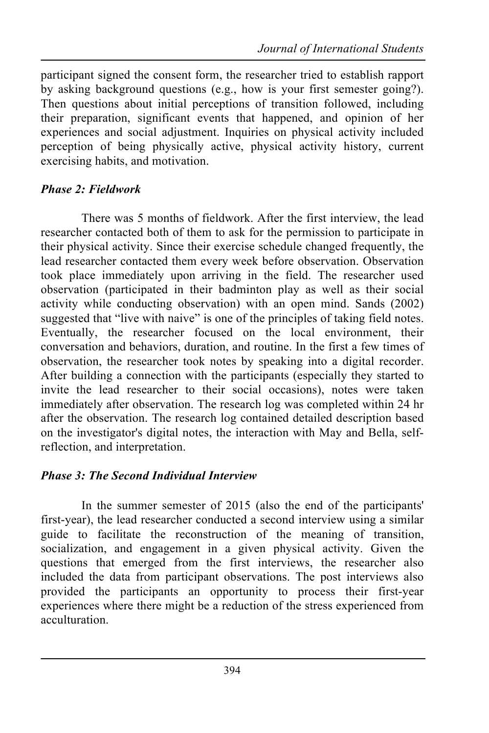participant signed the consent form, the researcher tried to establish rapport by asking background questions (e.g., how is your first semester going?). Then questions about initial perceptions of transition followed, including their preparation, significant events that happened, and opinion of her experiences and social adjustment. Inquiries on physical activity included perception of being physically active, physical activity history, current exercising habits, and motivation.

### *Phase 2: Fieldwork*

There was 5 months of fieldwork. After the first interview, the lead researcher contacted both of them to ask for the permission to participate in their physical activity. Since their exercise schedule changed frequently, the lead researcher contacted them every week before observation. Observation took place immediately upon arriving in the field. The researcher used observation (participated in their badminton play as well as their social activity while conducting observation) with an open mind. Sands (2002) suggested that "live with naive" is one of the principles of taking field notes. Eventually, the researcher focused on the local environment, their conversation and behaviors, duration, and routine. In the first a few times of observation, the researcher took notes by speaking into a digital recorder. After building a connection with the participants (especially they started to invite the lead researcher to their social occasions), notes were taken immediately after observation. The research log was completed within 24 hr after the observation. The research log contained detailed description based on the investigator's digital notes, the interaction with May and Bella, self-reflection, and interpretation.

### *Phase 3: The Second Individual Interview*

In the summer semester of 2015 (also the end of the participants' first-year), the lead researcher conducted a second interview using a similar guide to facilitate the reconstruction of the meaning of transition, socialization, and engagement in a given physical activity. Given the questions that emerged from the first interviews, the researcher also included the data from participant observations. The post interviews also provided the participants an opportunity to process their first-year experiences where there might be a reduction of the stress experienced from acculturation.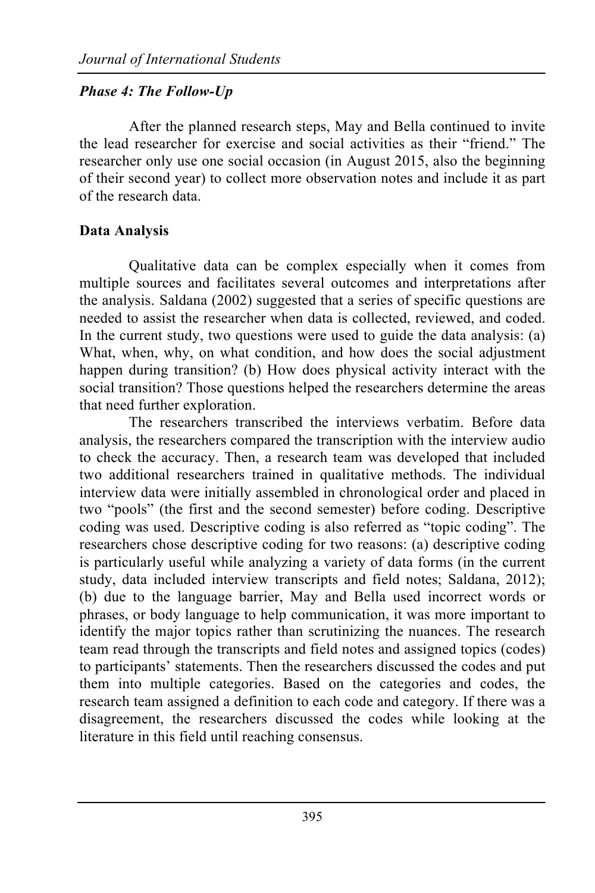### *Phase 4: The Follow-Up*

After the planned research steps, May and Bella continued to invite the lead researcher for exercise and social activities as their "friend." The researcher only use one social occasion (in August 2015, also the beginning of their second year) to collect more observation notes and include it as part of the research data.

## Data Analysis

Qualitative data can be complex especially when it comes from multiple sources and facilitates several outcomes and interpretations after the analysis. Saldana (2002) suggested that a series of specific questions are needed to assist the researcher when data is collected, reviewed, and coded. In the current study, two questions were used to guide the data analysis: (a) What, when, why, on what condition, and how does the social adjustment happen during transition? (b) How does physical activity interact with the social transition? Those questions helped the researchers determine the areas that need further exploration.

The researchers transcribed the interviews verbatim. Before data analysis, the researchers compared the transcription with the interview audio to check the accuracy. Then, a research team was developed that included two additional researchers trained in qualitative methods. The individual interview data were initially assembled in chronological order and placed in two "pools" (the first and the second semester) before coding. Descriptive coding was used. Descriptive coding is also referred as "topic coding". The researchers chose descriptive coding for two reasons: (a) descriptive coding is particularly useful while analyzing a variety of data forms (in the current study, data included interview transcripts and field notes; Saldana, 2012); (b) due to the language barrier, May and Bella used incorrect words or phrases, or body language to help communication, it was more important to identify the major topics rather than scrutinizing the nuances. The research team read through the transcripts and field notes and assigned topics (codes) to participants' statements. Then the researchers discussed the codes and put them into multiple categories. Based on the categories and codes, the research team assigned a definition to each code and category. If there was a disagreement, the researchers discussed the codes while looking at the literature in this field until reaching consensus.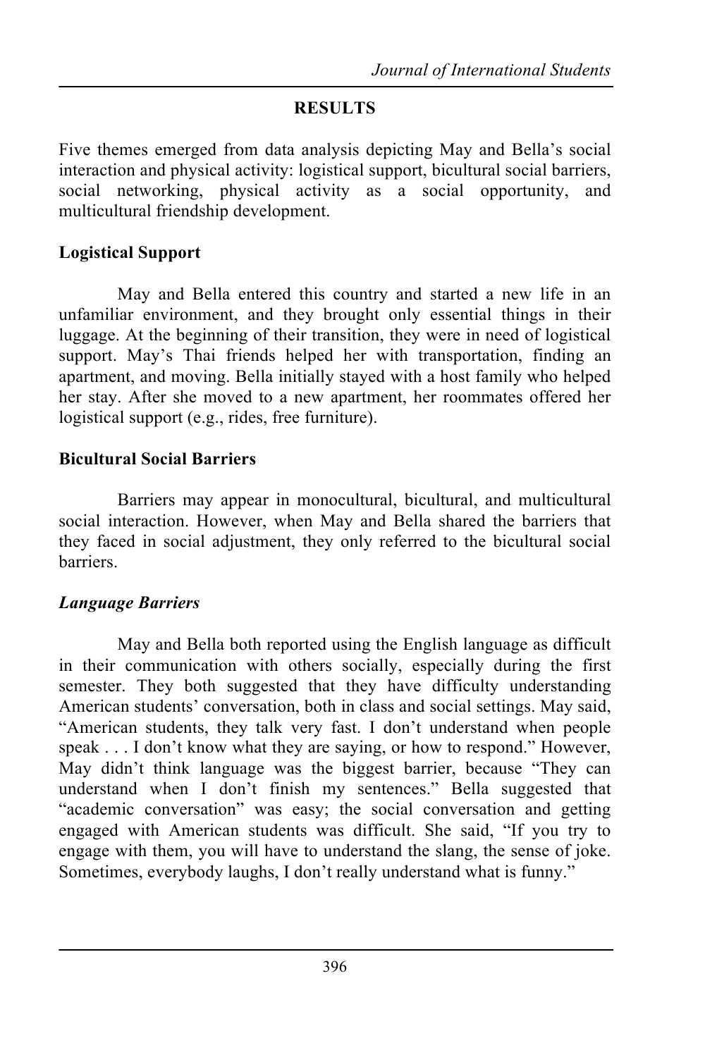## RESULTS

Five themes emerged from data analysis depicting May and Bella's social interaction and physical activity: logistical support, bicultural social barriers, social networking, physical activity as a social opportunity, and multicultural friendship development.

### Logistical Support

May and Bella entered this country and started a new life in an unfamiliar environment, and they brought only essential things in their luggage. At the beginning of their transition, they were in need of logistical support. May's Thai friends helped her with transportation, finding an apartment, and moving. Bella initially stayed with a host family who helped her stay. After she moved to a new apartment, her roommates offered her logistical support (e.g., rides, free furniture).

### Bicultural Social Barriers

Barriers may appear in monocultural, bicultural, and multicultural social interaction. However, when May and Bella shared the barriers that they faced in social adjustment, they only referred to the bicultural social barriers.

#### *Language Barriers*

May and Bella both reported using the English language as difficult in their communication with others socially, especially during the first semester. They both suggested that they have difficulty understanding American students' conversation, both in class and social settings. May said, "American students, they talk very fast. I don't understand when people speak . . . I don't know what they are saying, or how to respond." However, May didn't think language was the biggest barrier, because "They can understand when I don't finish my sentences." Bella suggested that "academic conversation" was easy; the social conversation and getting engaged with American students was difficult. She said, "If you try to engage with them, you will have to understand the slang, the sense of joke. Sometimes, everybody laughs, I don't really understand what is funny."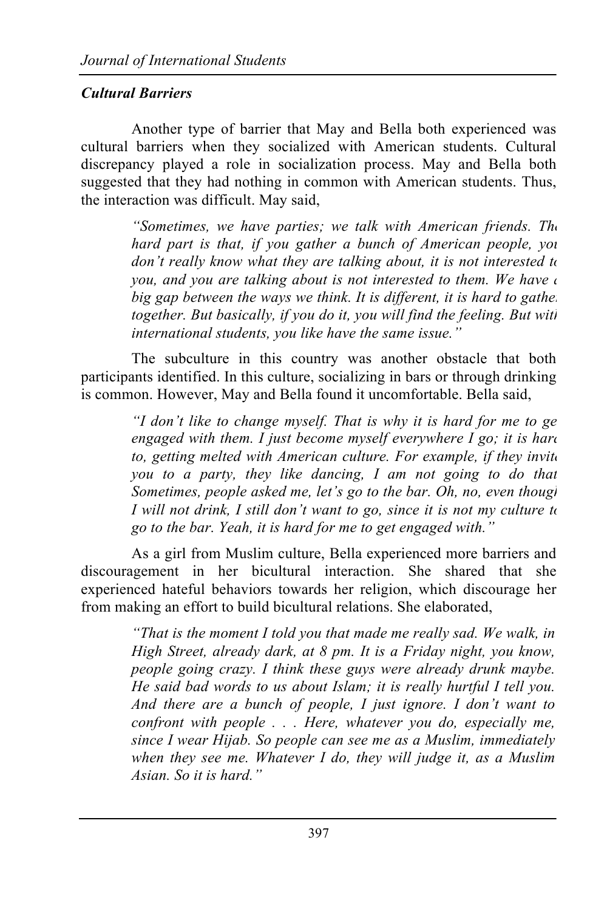### *Cultural Barriers*

Another type of barrier that May and Bella both experienced was cultural barriers when they socialized with American students. Cultural discrepancy played a role in socialization process. May and Bella both suggested that they had nothing in common with American students. Thus, the interaction was difficult. May said,

> *"Sometimes, we have parties; we talk with American friends. The hard part is that, if you gather a bunch of American people, you don't really know what they are talking about, it is not interested to you, and you are talking about is not interested to them. We have a big gap between the ways we think. It is different, it is hard to gather together. But basically, if you do it, you will find the feeling. But with international students, you like have the same issue."*

The subculture in this country was another obstacle that both participants identified. In this culture, socializing in bars or through drinking is common. However, May and Bella found it uncomfortable. Bella said,

> *"I don't like to change myself. That is why it is hard for me to get engaged with them. I just become myself everywhere I go; it is hard to, getting melted with American culture. For example, if they invite you to a party, they like dancing, I am not going to do that. Sometimes, people asked me, let's go to the bar. Oh, no, even though I will not drink, I still don't want to go, since it is not my culture to go to the bar. Yeah, it is hard for me to get engaged with."*

As a girl from Muslim culture, Bella experienced more barriers and discouragement in her bicultural interaction. She shared that she experienced hateful behaviors towards her religion, which discourage her from making an effort to build bicultural relations. She elaborated,

> *"That is the moment I told you that made me really sad. We walk, in High Street, already dark, at 8 pm. It is a Friday night, you know, people going crazy. I think these guys were already drunk maybe. He said bad words to us about Islam; it is really hurtful I tell you. And there are a bunch of people, I just ignore. I don't want to confront with people . . . Here, whatever you do, especially me, since I wear Hijab. So people can see me as a Muslim, immediately when they see me. Whatever I do, they will judge it, as a Muslim Asian. So it is hard."*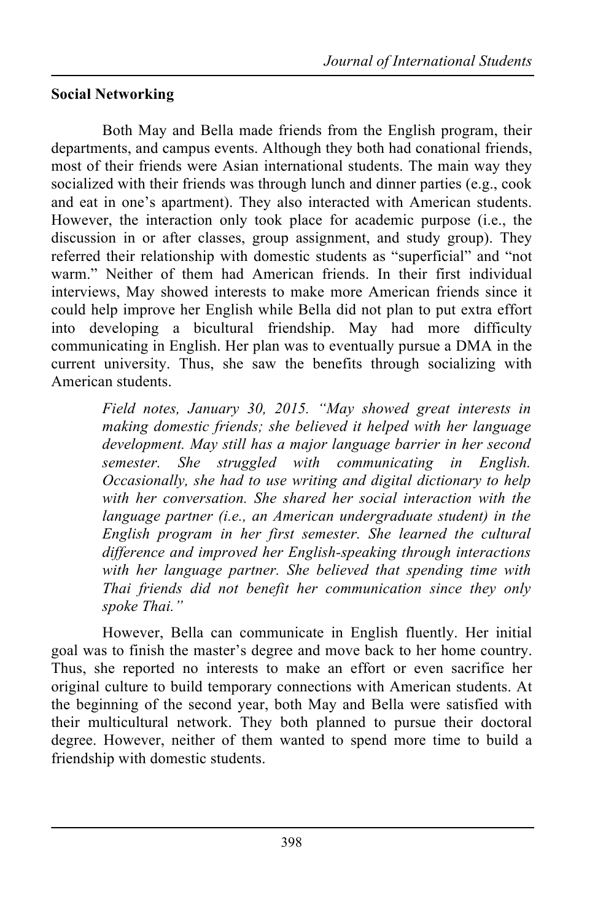**Social Networking**

Both May and Bella made friends from the English program, their departments, and campus events. Although they both had conational friends, most of their friends were Asian international students. The main way they socialized with their friends was through lunch and dinner parties (e.g., cook and eat in one's apartment). They also interacted with American students. However, the interaction only took place for academic purpose (i.e., the discussion in or after classes, group assignment, and study group). They referred their relationship with domestic students as "superficial" and "not warm." Neither of them had American friends. In their first individual interviews, May showed interests to make more American friends since it could help improve her English while Bella did not plan to put extra effort into developing a bicultural friendship. May had more difficulty communicating in English. Her plan was to eventually pursue a DMA in the current university. Thus, she saw the benefits through socializing with American students.

> *Field notes, January 30, 2015. "May showed great interests in making domestic friends; she believed it helped with her language development. May still has a major language barrier in her second semester. She struggled with communicating in English. Occasionally, she had to use writing and digital dictionary to help with her conversation. She shared her social interaction with the language partner (i.e., an American undergraduate student) in the English program in her first semester. She learned the cultural difference and improved her English-speaking through interactions with her language partner. She believed that spending time with Thai friends did not benefit her communication since they only spoke Thai."*

However, Bella can communicate in English fluently. Her initial goal was to finish the master's degree and move back to her home country. Thus, she reported no interests to make an effort or even sacrifice her original culture to build temporary connections with American students. At the beginning of the second year, both May and Bella were satisfied with their multicultural network. They both planned to pursue their doctoral degree. However, neither of them wanted to spend more time to build a friendship with domestic students.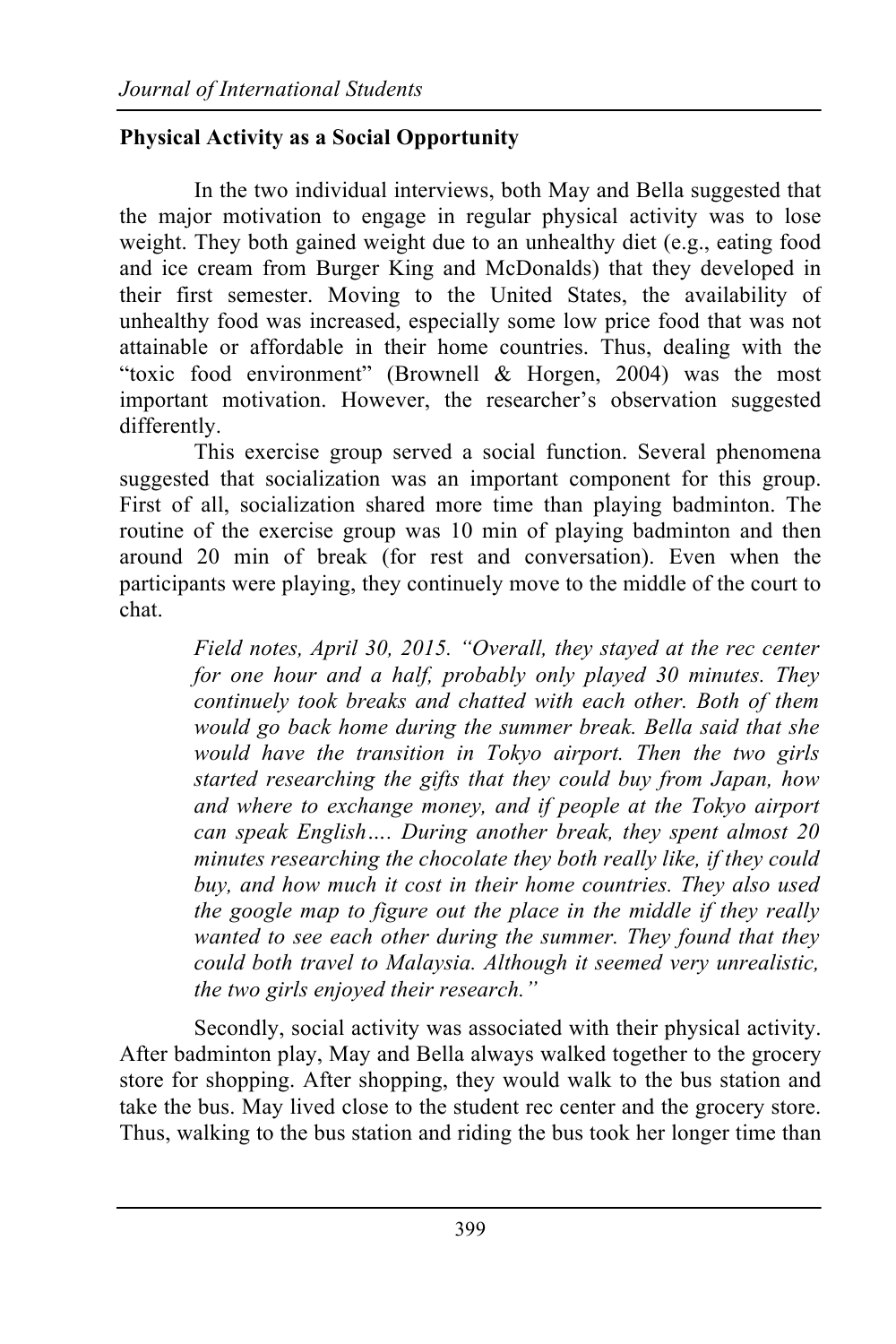**Physical Activity as a Social Opportunity**

In the two individual interviews, both May and Bella suggested that the major motivation to engage in regular physical activity was to lose weight. They both gained weight due to an unhealthy diet (e.g., eating food and ice cream from Burger King and McDonalds) that they developed in their first semester. Moving to the United States, the availability of unhealthy food was increased, especially some low price food that was not attainable or affordable in their home countries. Thus, dealing with the "toxic food environment" (Brownell & Horgen, 2004) was the most important motivation. However, the researcher's observation suggested differently.

This exercise group served a social function. Several phenomena suggested that socialization was an important component for this group. First of all, socialization shared more time than playing badminton. The routine of the exercise group was 10 min of playing badminton and then around 20 min of break (for rest and conversation). Even when the participants were playing, they continuely move to the middle of the court to chat.

> *Field notes, April 30, 2015. "Overall, they stayed at the rec center for one hour and a half, probably only played 30 minutes. They continuely took breaks and chatted with each other. Both of them would go back home during the summer break. Bella said that she would have the transition in Tokyo airport. Then the two girls started researching the gifts that they could buy from Japan, how and where to exchange money, and if people at the Tokyo airport can speak English…. During another break, they spent almost 20 minutes researching the chocolate they both really like, if they could buy, and how much it cost in their home countries. They also used the google map to figure out the place in the middle if they really wanted to see each other during the summer. They found that they could both travel to Malaysia. Although it seemed very unrealistic, the two girls enjoyed their research."*

Secondly, social activity was associated with their physical activity. After badminton play, May and Bella always walked together to the grocery store for shopping. After shopping, they would walk to the bus station and take the bus. May lived close to the student rec center and the grocery store. Thus, walking to the bus station and riding the bus took her longer time than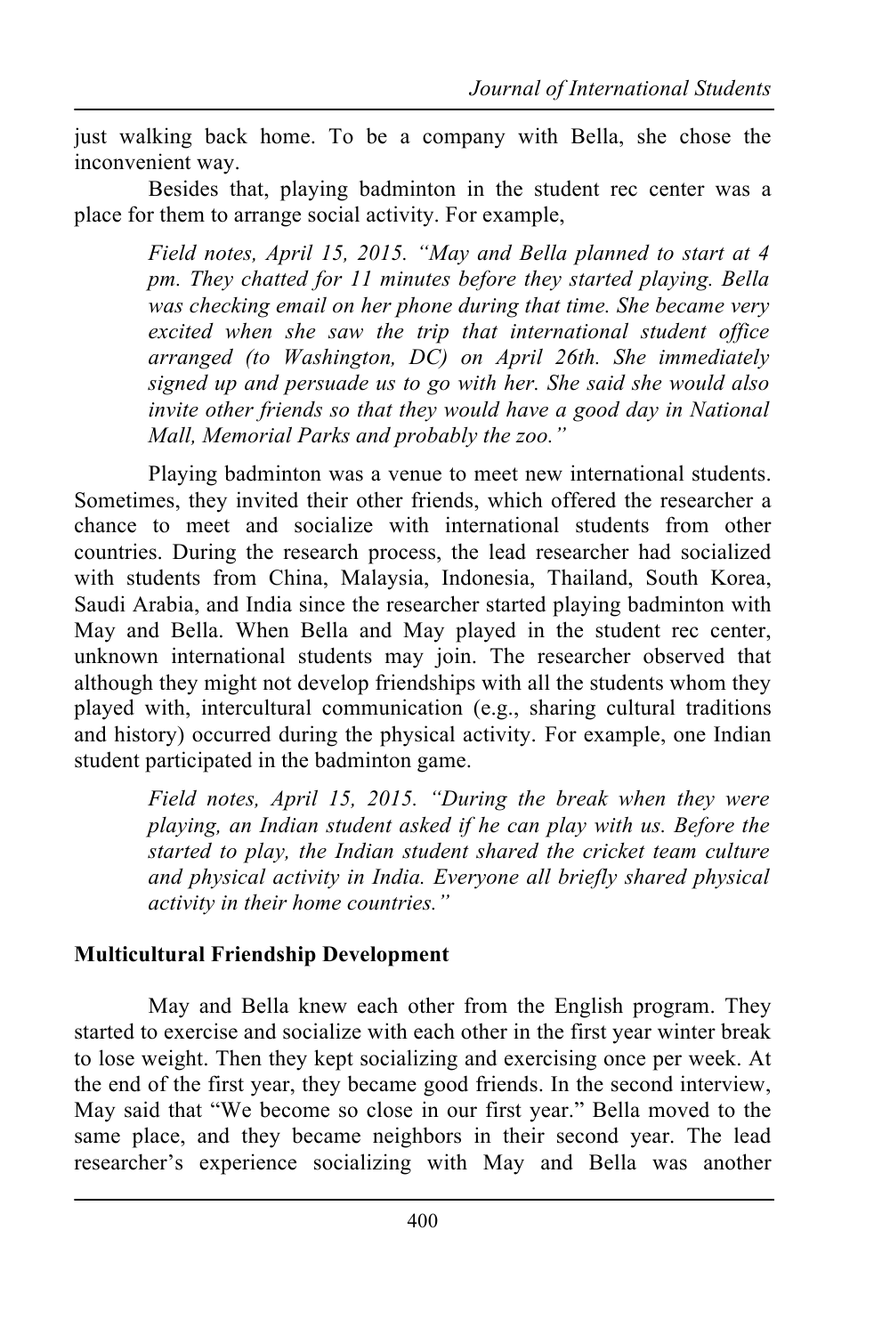just walking back home. To be a company with Bella, she chose the inconvenient way.

Besides that, playing badminton in the student rec center was a place for them to arrange social activity. For example,

> *Field notes, April 15, 2015. "May and Bella planned to start at 4 pm. They chatted for 11 minutes before they started playing. Bella was checking email on her phone during that time. She became very excited when she saw the trip that international student office arranged (to Washington, DC) on April 26th. She immediately signed up and persuade us to go with her. She said she would also invite other friends so that they would have a good day in National Mall, Memorial Parks and probably the zoo."*

Playing badminton was a venue to meet new international students. Sometimes, they invited their other friends, which offered the researcher a chance to meet and socialize with international students from other countries. During the research process, the lead researcher had socialized with students from China, Malaysia, Indonesia, Thailand, South Korea, Saudi Arabia, and India since the researcher started playing badminton with May and Bella. When Bella and May played in the student rec center, unknown international students may join. The researcher observed that although they might not develop friendships with all the students whom they played with, intercultural communication (e.g., sharing cultural traditions and history) occurred during the physical activity. For example, one Indian student participated in the badminton game.

> *Field notes, April 15, 2015. "During the break when they were playing, an Indian student asked if he can play with us. Before the started to play, the Indian student shared the cricket team culture and physical activity in India. Everyone all briefly shared physical activity in their home countries."*

### Multicultural Friendship Development

May and Bella knew each other from the English program. They started to exercise and socialize with each other in the first year winter break to lose weight. Then they kept socializing and exercising once per week. At the end of the first year, they became good friends. In the second interview, May said that "We become so close in our first year." Bella moved to the same place, and they became neighbors in their second year. The lead researcher's experience socializing with May and Bella was another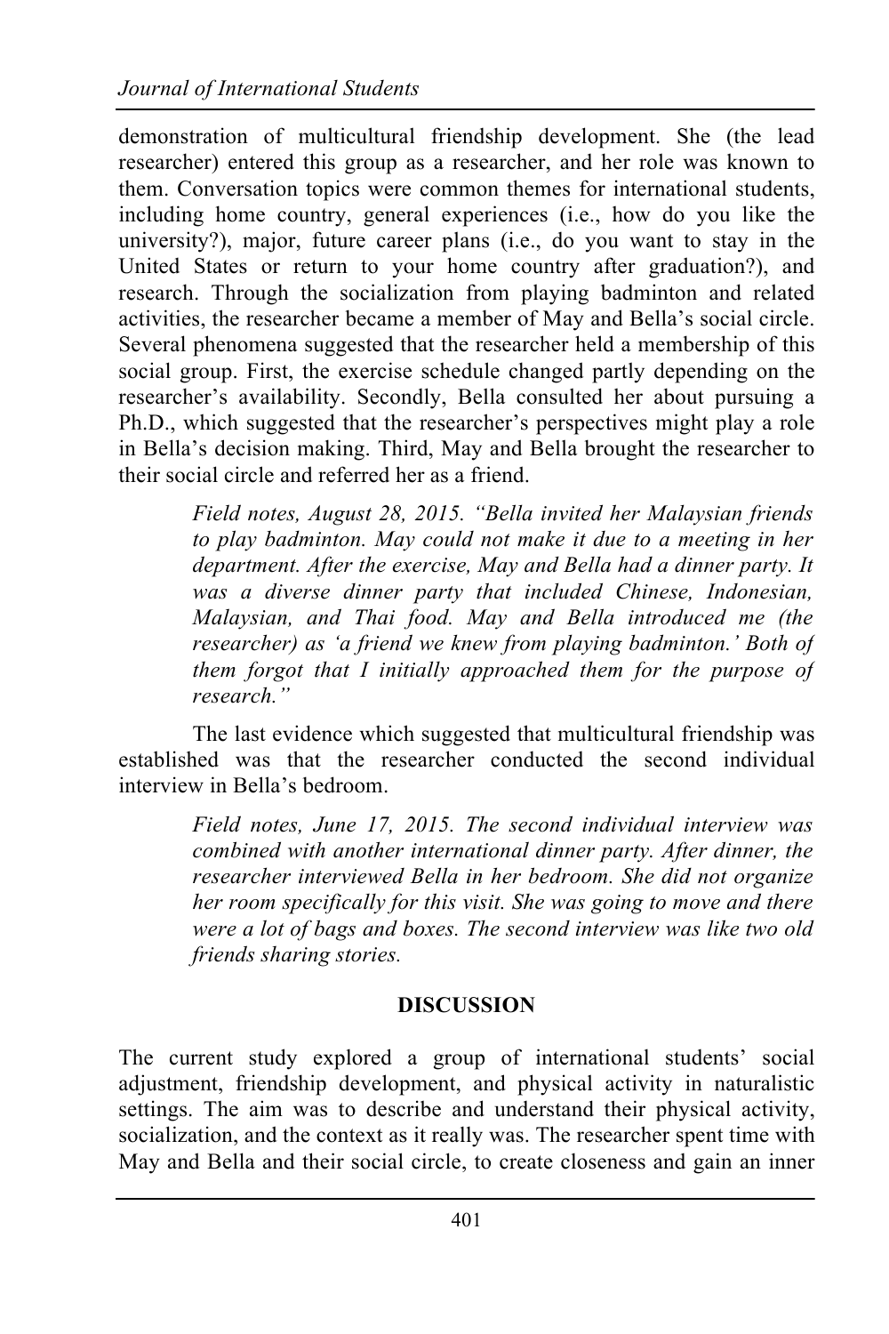demonstration of multicultural friendship development. She (the lead researcher) entered this group as a researcher, and her role was known to them. Conversation topics were common themes for international students, including home country, general experiences (i.e., how do you like the university?), major, future career plans (i.e., do you want to stay in the United States or return to your home country after graduation?), and research. Through the socialization from playing badminton and related activities, the researcher became a member of May and Bella's social circle. Several phenomena suggested that the researcher held a membership of this social group. First, the exercise schedule changed partly depending on the researcher's availability. Secondly, Bella consulted her about pursuing a Ph.D., which suggested that the researcher's perspectives might play a role in Bella's decision making. Third, May and Bella brought the researcher to their social circle and referred her as a friend.

> *Field notes, August 28, 2015. "Bella invited her Malaysian friends to play badminton. May could not make it due to a meeting in her department. After the exercise, May and Bella had a dinner party. It was a diverse dinner party that included Chinese, Indonesian, Malaysian, and Thai food. May and Bella introduced me (the researcher) as 'a friend we knew from playing badminton.' Both of them forgot that I initially approached them for the purpose of research."*

The last evidence which suggested that multicultural friendship was established was that the researcher conducted the second individual interview in Bella's bedroom.

> *Field notes, June 17, 2015. The second individual interview was combined with another international dinner party. After dinner, the researcher interviewed Bella in her bedroom. She did not organize her room specifically for this visit. She was going to move and there were a lot of bags and boxes. The second interview was like two old friends sharing stories.*

## DISCUSSION

The current study explored a group of international students' social adjustment, friendship development, and physical activity in naturalistic settings. The aim was to describe and understand their physical activity, socialization, and the context as it really was. The researcher spent time with May and Bella and their social circle, to create closeness and gain an inner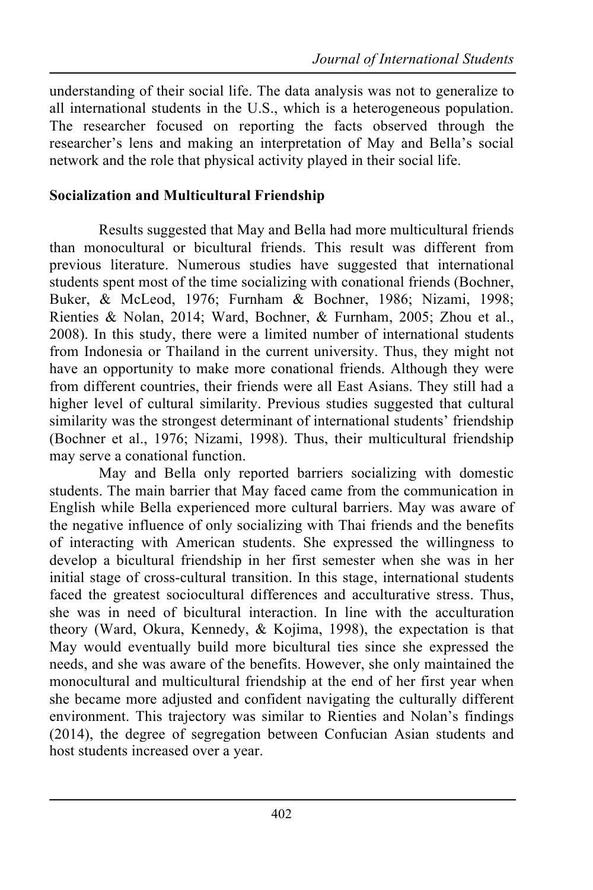understanding of their social life. The data analysis was not to generalize to all international students in the U.S., which is a heterogeneous population. The researcher focused on reporting the facts observed through the researcher's lens and making an interpretation of May and Bella's social network and the role that physical activity played in their social life.

**Socialization and Multicultural Friendship**

Results suggested that May and Bella had more multicultural friends than monocultural or bicultural friends. This result was different from previous literature. Numerous studies have suggested that international students spent most of the time socializing with conational friends (Bochner, Buker, & McLeod, 1976; Furnham & Bochner, 1986; Nizami, 1998; Rienties & Nolan, 2014; Ward, Bochner, & Furnham, 2005; Zhou et al., 2008). In this study, there were a limited number of international students from Indonesia or Thailand in the current university. Thus, they might not have an opportunity to make more conational friends. Although they were from different countries, their friends were all East Asians. They still had a higher level of cultural similarity. Previous studies suggested that cultural similarity was the strongest determinant of international students' friendship (Bochner et al., 1976; Nizami, 1998). Thus, their multicultural friendship may serve a conational function.

May and Bella only reported barriers socializing with domestic students. The main barrier that May faced came from the communication in English while Bella experienced more cultural barriers. May was aware of the negative influence of only socializing with Thai friends and the benefits of interacting with American students. She expressed the willingness to develop a bicultural friendship in her first semester when she was in her initial stage of cross-cultural transition. In this stage, international students faced the greatest sociocultural differences and acculturative stress. Thus, she was in need of bicultural interaction. In line with the acculturation theory (Ward, Okura, Kennedy, & Kojima, 1998), the expectation is that May would eventually build more bicultural ties since she expressed the needs, and she was aware of the benefits. However, she only maintained the monocultural and multicultural friendship at the end of her first year when she became more adjusted and confident navigating the culturally different environment. This trajectory was similar to Rienties and Nolan's findings (2014), the degree of segregation between Confucian Asian students and host students increased over a year.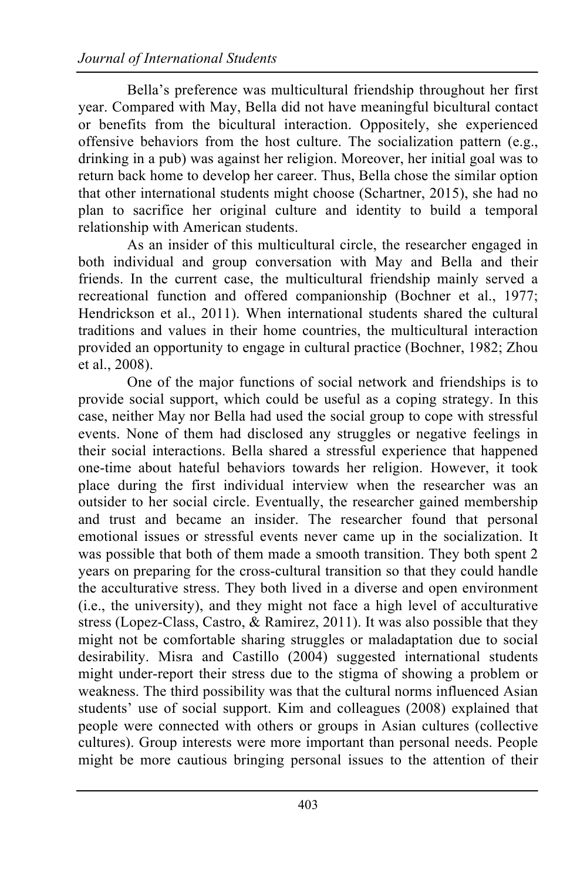Bella's preference was multicultural friendship throughout her first year. Compared with May, Bella did not have meaningful bicultural contact or benefits from the bicultural interaction. Oppositely, she experienced offensive behaviors from the host culture. The socialization pattern (e.g., drinking in a pub) was against her religion. Moreover, her initial goal was to return back home to develop her career. Thus, Bella chose the similar option that other international students might choose (Schartner, 2015), she had no plan to sacrifice her original culture and identity to build a temporal relationship with American students.

As an insider of this multicultural circle, the researcher engaged in both individual and group conversation with May and Bella and their friends. In the current case, the multicultural friendship mainly served a recreational function and offered companionship (Bochner et al., 1977; Hendrickson et al., 2011). When international students shared the cultural traditions and values in their home countries, the multicultural interaction provided an opportunity to engage in cultural practice (Bochner, 1982; Zhou et al., 2008).

One of the major functions of social network and friendships is to provide social support, which could be useful as a coping strategy. In this case, neither May nor Bella had used the social group to cope with stressful events. None of them had disclosed any struggles or negative feelings in their social interactions. Bella shared a stressful experience that happened one-time about hateful behaviors towards her religion. However, it took place during the first individual interview when the researcher was an outsider to her social circle. Eventually, the researcher gained membership and trust and became an insider. The researcher found that personal emotional issues or stressful events never came up in the socialization. It was possible that both of them made a smooth transition. They both spent 2 years on preparing for the cross-cultural transition so that they could handle the acculturative stress. They both lived in a diverse and open environment (i.e., the university), and they might not face a high level of acculturative stress (Lopez-Class, Castro, & Ramirez, 2011). It was also possible that they might not be comfortable sharing struggles or maladaptation due to social desirability. Misra and Castillo (2004) suggested international students might under-report their stress due to the stigma of showing a problem or weakness. The third possibility was that the cultural norms influenced Asian students' use of social support. Kim and colleagues (2008) explained that people were connected with others or groups in Asian cultures (collective cultures). Group interests were more important than personal needs. People might be more cautious bringing personal issues to the attention of their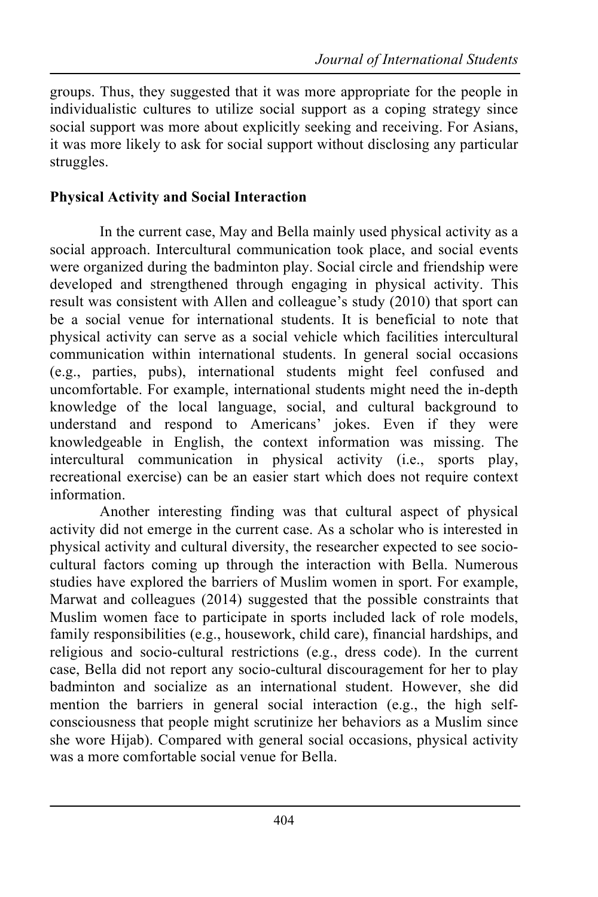groups. Thus, they suggested that it was more appropriate for the people in individualistic cultures to utilize social support as a coping strategy since social support was more about explicitly seeking and receiving. For Asians, it was more likely to ask for social support without disclosing any particular struggles.

**Physical Activity and Social Interaction**

In the current case, May and Bella mainly used physical activity as a social approach. Intercultural communication took place, and social events were organized during the badminton play. Social circle and friendship were developed and strengthened through engaging in physical activity. This result was consistent with Allen and colleague's study (2010) that sport can be a social venue for international students. It is beneficial to note that physical activity can serve as a social vehicle which facilities intercultural communication within international students. In general social occasions (e.g., parties, pubs), international students might feel confused and uncomfortable. For example, international students might need the in-depth knowledge of the local language, social, and cultural background to understand and respond to Americans' jokes. Even if they were knowledgeable in English, the context information was missing. The intercultural communication in physical activity (i.e., sports play, recreational exercise) can be an easier start which does not require context information.

Another interesting finding was that cultural aspect of physical activity did not emerge in the current case. As a scholar who is interested in physical activity and cultural diversity, the researcher expected to see socio-cultural factors coming up through the interaction with Bella. Numerous studies have explored the barriers of Muslim women in sport. For example, Marwat and colleagues (2014) suggested that the possible constraints that Muslim women face to participate in sports included lack of role models, family responsibilities (e.g., housework, child care), financial hardships, and religious and socio-cultural restrictions (e.g., dress code). In the current case, Bella did not report any socio-cultural discouragement for her to play badminton and socialize as an international student. However, she did mention the barriers in general social interaction (e.g., the high self-consciousness that people might scrutinize her behaviors as a Muslim since she wore Hijab). Compared with general social occasions, physical activity was a more comfortable social venue for Bella.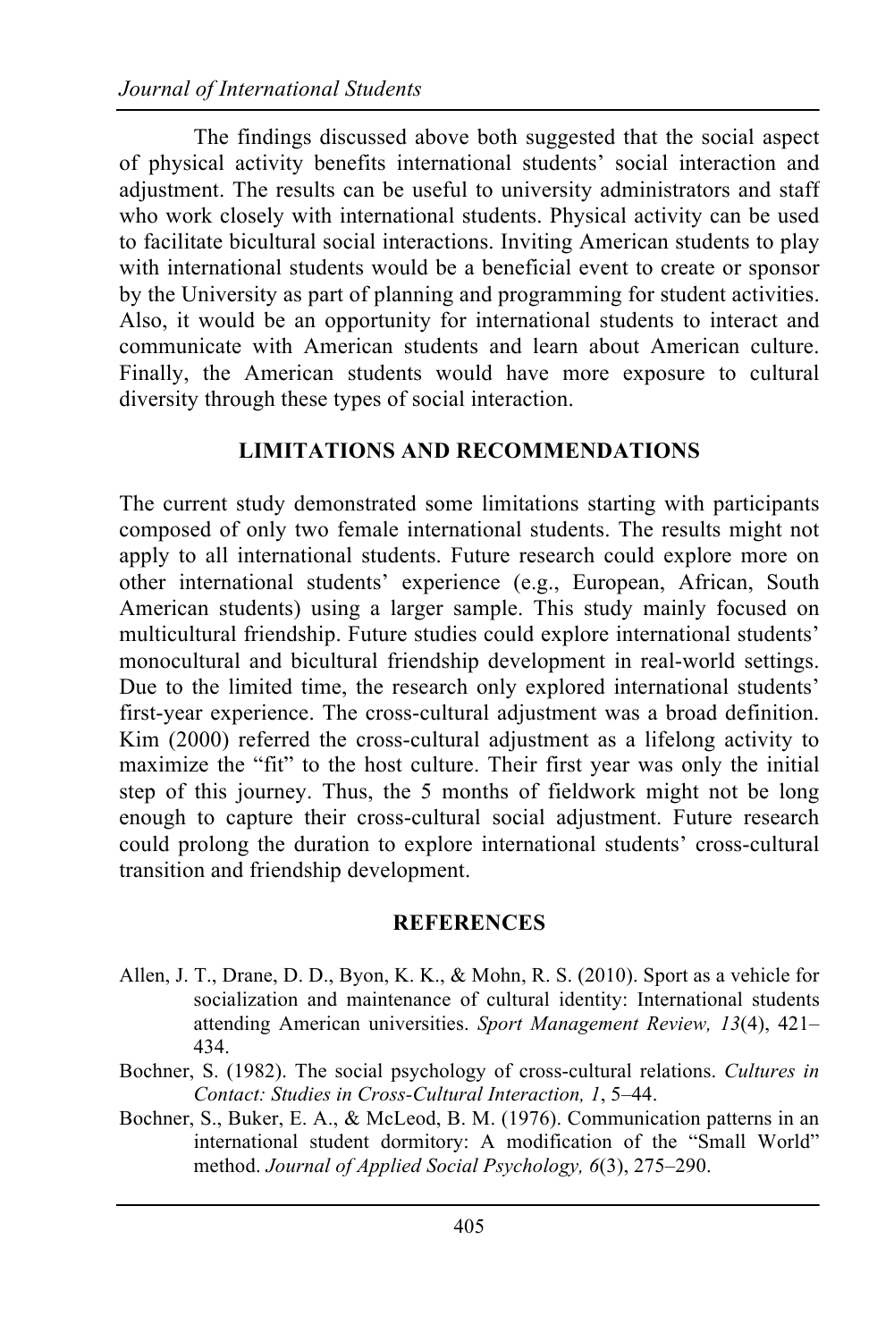The findings discussed above both suggested that the social aspect of physical activity benefits international students' social interaction and adjustment. The results can be useful to university administrators and staff who work closely with international students. Physical activity can be used to facilitate bicultural social interactions. Inviting American students to play with international students would be a beneficial event to create or sponsor by the University as part of planning and programming for student activities. Also, it would be an opportunity for international students to interact and communicate with American students and learn about American culture. Finally, the American students would have more exposure to cultural diversity through these types of social interaction.

## LIMITATIONS AND RECOMMENDATIONS

The current study demonstrated some limitations starting with participants composed of only two female international students. The results might not apply to all international students. Future research could explore more on other international students' experience (e.g., European, African, South American students) using a larger sample. This study mainly focused on multicultural friendship. Future studies could explore international students' monocultural and bicultural friendship development in real-world settings. Due to the limited time, the research only explored international students' first-year experience. The cross-cultural adjustment was a broad definition. Kim (2000) referred the cross-cultural adjustment as a lifelong activity to maximize the "fit" to the host culture. Their first year was only the initial step of this journey. Thus, the 5 months of fieldwork might not be long enough to capture their cross-cultural social adjustment. Future research could prolong the duration to explore international students' cross-cultural transition and friendship development.

## REFERENCES

Allen, J. T., Drane, D. D., Byon, K. K., & Mohn, R. S. (2010). Sport as a vehicle for socialization and maintenance of cultural identity: International students attending American universities. *Sport Management Review, 13*(4), 421–434.

Bochner, S. (1982). The social psychology of cross-cultural relations. *Cultures in Contact: Studies in Cross-Cultural Interaction, 1*, 5–44.

Bochner, S., Buker, E. A., & McLeod, B. M. (1976). Communication patterns in an international student dormitory: A modification of the "Small World" method. *Journal of Applied Social Psychology, 6*(3), 275–290.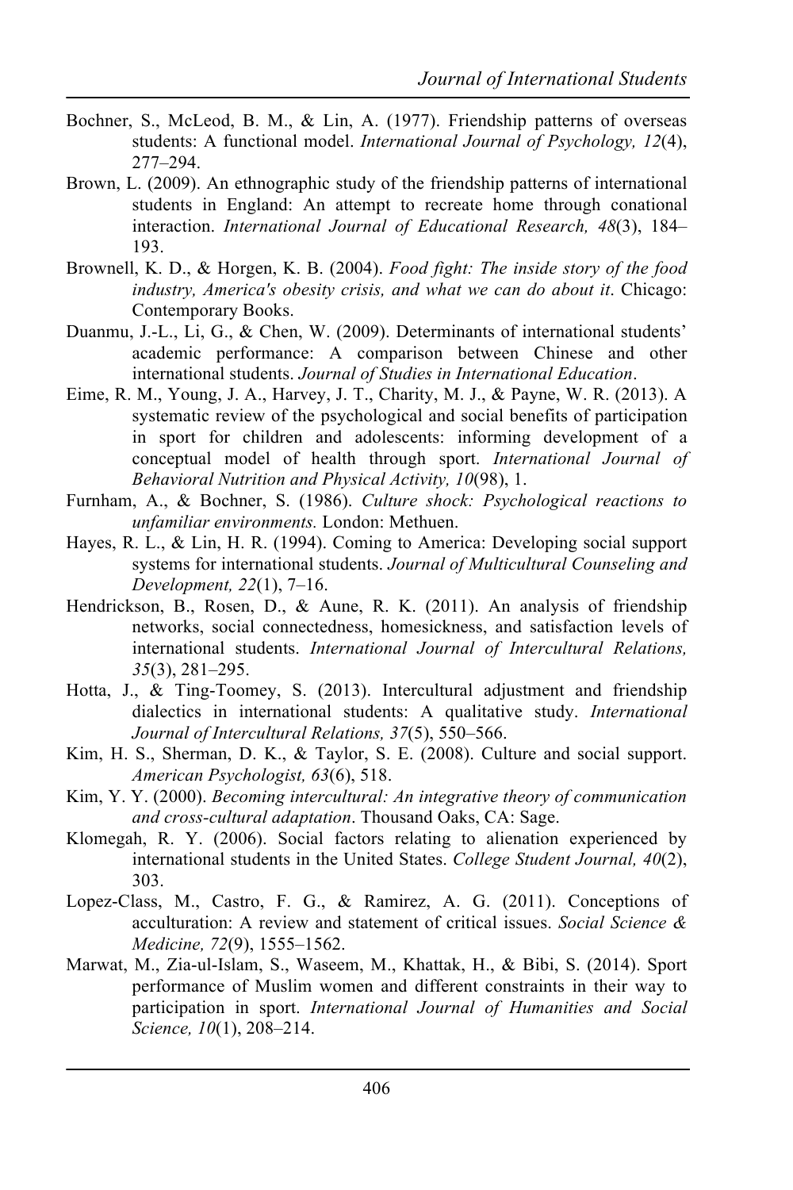Bochner, S., McLeod, B. M., & Lin, A. (1977). Friendship patterns of overseas students: A functional model. *International Journal of Psychology, 12*(4), 277–294.

Brown, L. (2009). An ethnographic study of the friendship patterns of international students in England: An attempt to recreate home through conational interaction. *International Journal of Educational Research, 48*(3), 184–193.

Brownell, K. D., & Horgen, K. B. (2004). *Food fight: The inside story of the food industry, America's obesity crisis, and what we can do about it*. Chicago: Contemporary Books.

Duanmu, J.-L., Li, G., & Chen, W. (2009). Determinants of international students' academic performance: A comparison between Chinese and other international students. *Journal of Studies in International Education*.

Eime, R. M., Young, J. A., Harvey, J. T., Charity, M. J., & Payne, W. R. (2013). A systematic review of the psychological and social benefits of participation in sport for children and adolescents: informing development of a conceptual model of health through sport. *International Journal of Behavioral Nutrition and Physical Activity, 10*(98), 1.

Furnham, A., & Bochner, S. (1986). *Culture shock: Psychological reactions to unfamiliar environments.* London: Methuen.

Hayes, R. L., & Lin, H. R. (1994). Coming to America: Developing social support systems for international students. *Journal of Multicultural Counseling and Development, 22*(1), 7–16.

Hendrickson, B., Rosen, D., & Aune, R. K. (2011). An analysis of friendship networks, social connectedness, homesickness, and satisfaction levels of international students. *International Journal of Intercultural Relations, 35*(3), 281–295.

Hotta, J., & Ting-Toomey, S. (2013). Intercultural adjustment and friendship dialectics in international students: A qualitative study. *International Journal of Intercultural Relations, 37*(5), 550–566.

Kim, H. S., Sherman, D. K., & Taylor, S. E. (2008). Culture and social support. *American Psychologist, 63*(6), 518.

Kim, Y. Y. (2000). *Becoming intercultural: An integrative theory of communication and cross-cultural adaptation*. Thousand Oaks, CA: Sage.

Klomegah, R. Y. (2006). Social factors relating to alienation experienced by international students in the United States. *College Student Journal, 40*(2), 303.

Lopez-Class, M., Castro, F. G., & Ramirez, A. G. (2011). Conceptions of acculturation: A review and statement of critical issues. *Social Science & Medicine, 72*(9), 1555–1562.

Marwat, M., Zia-ul-Islam, S., Waseem, M., Khattak, H., & Bibi, S. (2014). Sport performance of Muslim women and different constraints in their way to participation in sport. *International Journal of Humanities and Social Science, 10*(1), 208–214.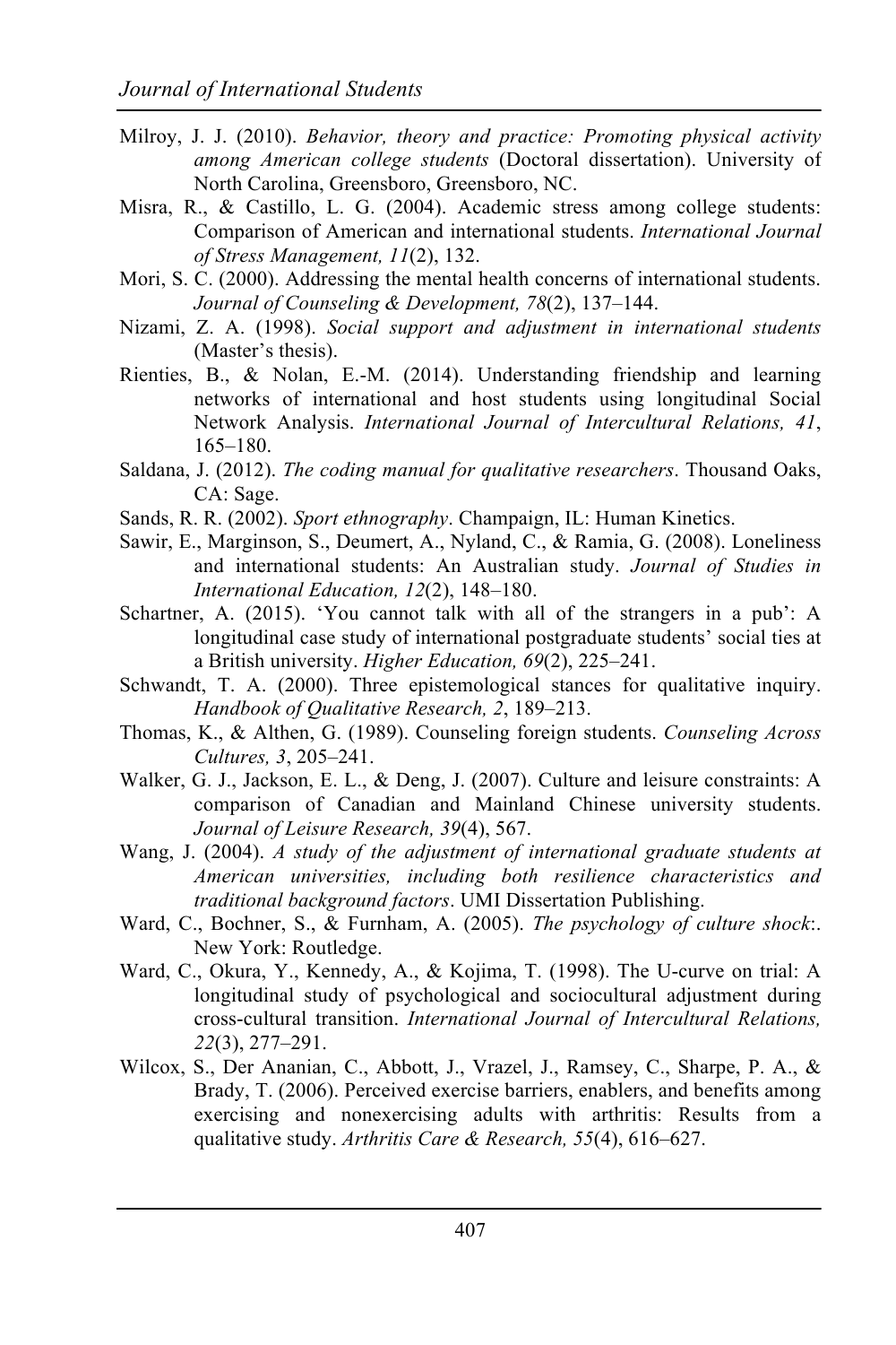Milroy, J. J. (2010). *Behavior, theory and practice: Promoting physical activity among American college students* (Doctoral dissertation). University of North Carolina, Greensboro, Greensboro, NC.

Misra, R., & Castillo, L. G. (2004). Academic stress among college students: Comparison of American and international students. *International Journal of Stress Management, 11*(2), 132.

Mori, S. C. (2000). Addressing the mental health concerns of international students. *Journal of Counseling & Development, 78*(2), 137–144.

Nizami, Z. A. (1998). *Social support and adjustment in international students* (Master's thesis).

Rienties, B., & Nolan, E.-M. (2014). Understanding friendship and learning networks of international and host students using longitudinal Social Network Analysis. *International Journal of Intercultural Relations, 41*, 165–180.

Saldana, J. (2012). *The coding manual for qualitative researchers*. Thousand Oaks, CA: Sage.

Sands, R. R. (2002). *Sport ethnography*. Champaign, IL: Human Kinetics.

Sawir, E., Marginson, S., Deumert, A., Nyland, C., & Ramia, G. (2008). Loneliness and international students: An Australian study. *Journal of Studies in International Education, 12*(2), 148–180.

Schartner, A. (2015). 'You cannot talk with all of the strangers in a pub': A longitudinal case study of international postgraduate students' social ties at a British university. *Higher Education, 69*(2), 225–241.

Schwandt, T. A. (2000). Three epistemological stances for qualitative inquiry. *Handbook of Qualitative Research, 2*, 189–213.

Thomas, K., & Althen, G. (1989). Counseling foreign students. *Counseling Across Cultures, 3*, 205–241.

Walker, G. J., Jackson, E. L., & Deng, J. (2007). Culture and leisure constraints: A comparison of Canadian and Mainland Chinese university students. *Journal of Leisure Research, 39*(4), 567.

Wang, J. (2004). *A study of the adjustment of international graduate students at American universities, including both resilience characteristics and traditional background factors*. UMI Dissertation Publishing.

Ward, C., Bochner, S., & Furnham, A. (2005). *The psychology of culture shock*:. New York: Routledge.

Ward, C., Okura, Y., Kennedy, A., & Kojima, T. (1998). The U-curve on trial: A longitudinal study of psychological and sociocultural adjustment during cross-cultural transition. *International Journal of Intercultural Relations, 22*(3), 277–291.

Wilcox, S., Der Ananian, C., Abbott, J., Vrazel, J., Ramsey, C., Sharpe, P. A., & Brady, T. (2006). Perceived exercise barriers, enablers, and benefits among exercising and nonexercising adults with arthritis: Results from a qualitative study. *Arthritis Care & Research, 55*(4), 616–627.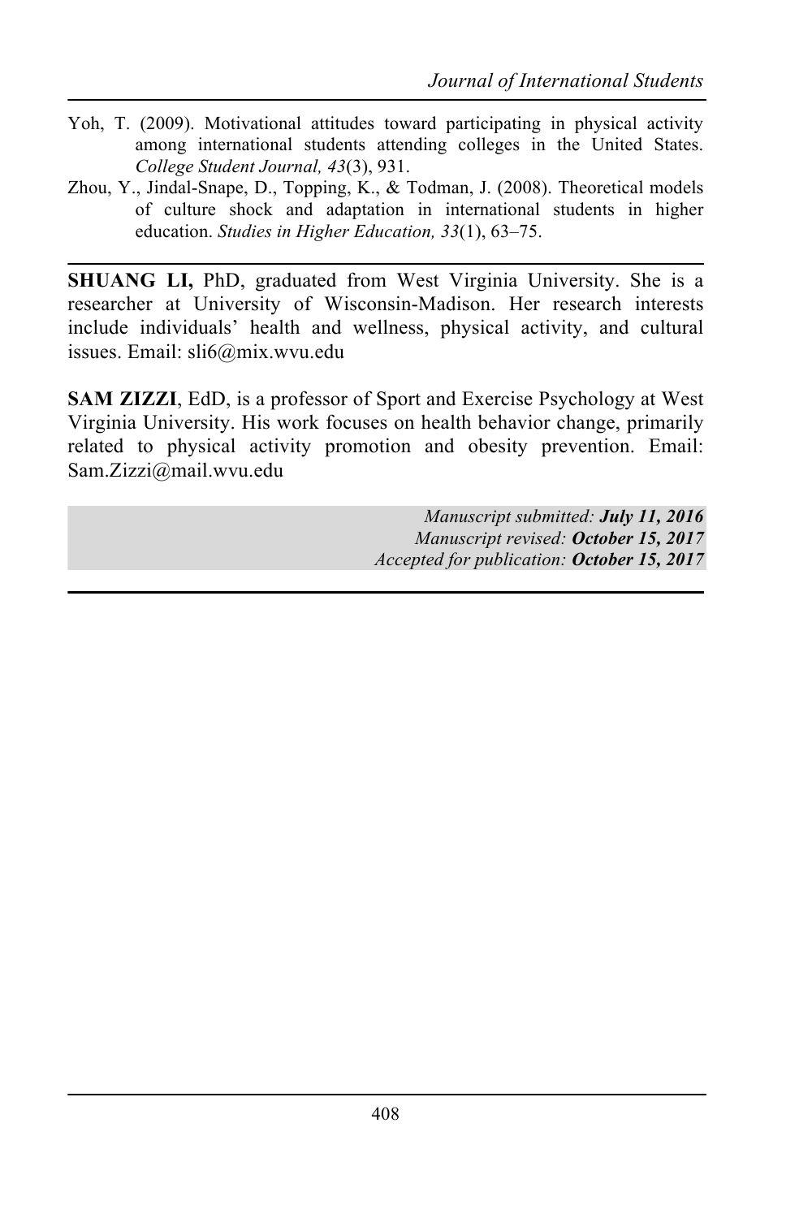Yoh, T. (2009). Motivational attitudes toward participating in physical activity among international students attending colleges in the United States. *College Student Journal, 43*(3), 931.

Zhou, Y., Jindal-Snape, D., Topping, K., & Todman, J. (2008). Theoretical models of culture shock and adaptation in international students in higher education. *Studies in Higher Education, 33*(1), 63–75.

---

**SHUANG LI,** PhD, graduated from West Virginia University. She is a researcher at University of Wisconsin-Madison. Her research interests include individuals' health and wellness, physical activity, and cultural issues. Email: sli6@mix.wvu.edu

**SAM ZIZZI**, EdD, is a professor of Sport and Exercise Psychology at West Virginia University. His work focuses on health behavior change, primarily related to physical activity promotion and obesity prevention. Email: Sam.Zizzi@mail.wvu.edu

*Manuscript submitted:* ***July 11, 2016***
*Manuscript revised:* ***October 15, 2017***
*Accepted for publication:* ***October 15, 2017***